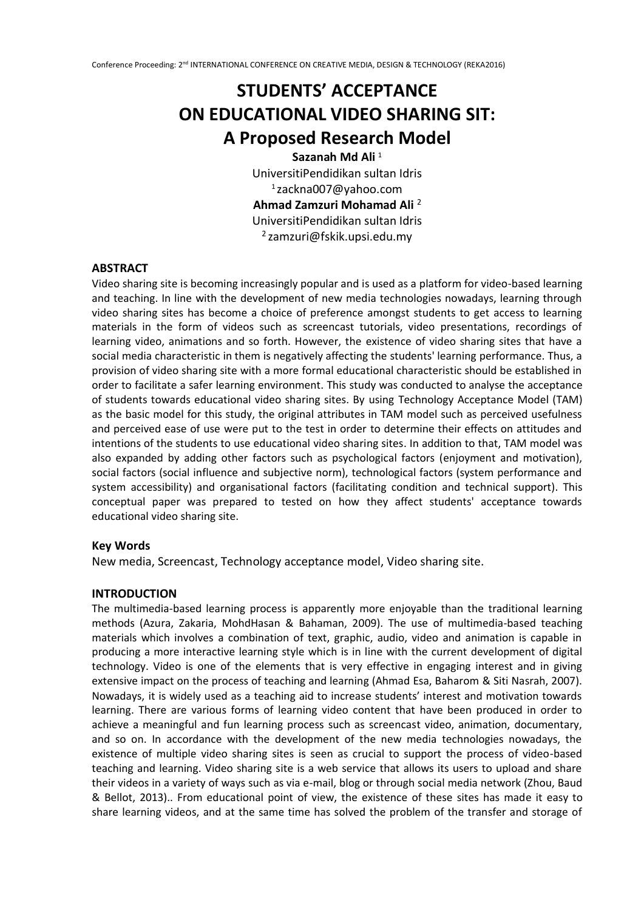# STUDENTS' ACCEPTANCE ON EDUCATIONAL VIDEO SHARING SIT: A Proposed Research Model

**Sazanah Md Ali** [1]
UniversitiPendidikan sultan Idris
[1] zackna007@yahoo.com

**Ahmad Zamzuri Mohamad Ali** [2]
UniversitiPendidikan sultan Idris
[2] zamzuri@fskik.upsi.edu.my

## ABSTRACT

Video sharing site is becoming increasingly popular and is used as a platform for video-based learning and teaching. In line with the development of new media technologies nowadays, learning through video sharing sites has become a choice of preference amongst students to get access to learning materials in the form of videos such as screencast tutorials, video presentations, recordings of learning video, animations and so forth. However, the existence of video sharing sites that have a social media characteristic in them is negatively affecting the students' learning performance. Thus, a provision of video sharing site with a more formal educational characteristic should be established in order to facilitate a safer learning environment. This study was conducted to analyse the acceptance of students towards educational video sharing sites. By using Technology Acceptance Model (TAM) as the basic model for this study, the original attributes in TAM model such as perceived usefulness and perceived ease of use were put to the test in order to determine their effects on attitudes and intentions of the students to use educational video sharing sites. In addition to that, TAM model was also expanded by adding other factors such as psychological factors (enjoyment and motivation), social factors (social influence and subjective norm), technological factors (system performance and system accessibility) and organisational factors (facilitating condition and technical support). This conceptual paper was prepared to tested on how they affect students' acceptance towards educational video sharing site.

## Key Words

New media, Screencast, Technology acceptance model, Video sharing site.

## INTRODUCTION

The multimedia-based learning process is apparently more enjoyable than the traditional learning methods (Azura, Zakaria, MohdHasan & Bahaman, 2009). The use of multimedia-based teaching materials which involves a combination of text, graphic, audio, video and animation is capable in producing a more interactive learning style which is in line with the current development of digital technology. Video is one of the elements that is very effective in engaging interest and in giving extensive impact on the process of teaching and learning (Ahmad Esa, Baharom & Siti Nasrah, 2007). Nowadays, it is widely used as a teaching aid to increase students' interest and motivation towards learning. There are various forms of learning video content that have been produced in order to achieve a meaningful and fun learning process such as screencast video, animation, documentary, and so on. In accordance with the development of the new media technologies nowadays, the existence of multiple video sharing sites is seen as crucial to support the process of video-based teaching and learning. Video sharing site is a web service that allows its users to upload and share their videos in a variety of ways such as via e-mail, blog or through social media network (Zhou, Baud & Bellot, 2013).. From educational point of view, the existence of these sites has made it easy to share learning videos, and at the same time has solved the problem of the transfer and storage of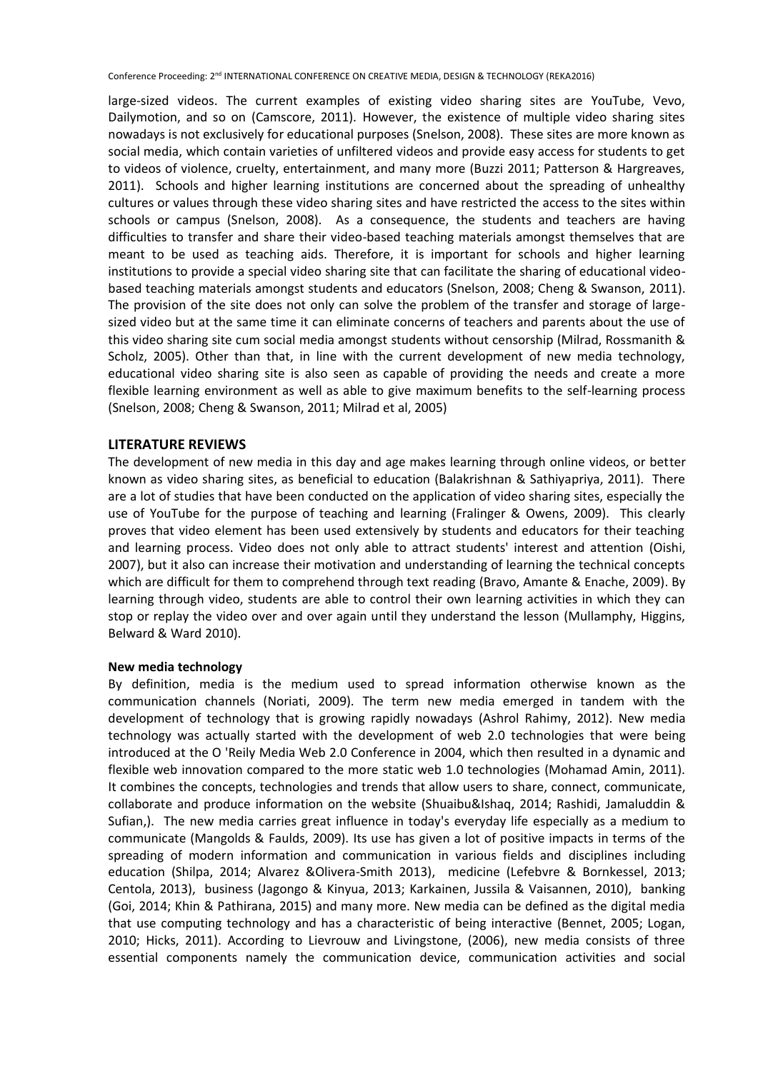large-sized videos. The current examples of existing video sharing sites are YouTube, Vevo, Dailymotion, and so on (Camscore, 2011). However, the existence of multiple video sharing sites nowadays is not exclusively for educational purposes (Snelson, 2008). These sites are more known as social media, which contain varieties of unfiltered videos and provide easy access for students to get to videos of violence, cruelty, entertainment, and many more (Buzzi 2011; Patterson & Hargreaves, 2011). Schools and higher learning institutions are concerned about the spreading of unhealthy cultures or values through these video sharing sites and have restricted the access to the sites within schools or campus (Snelson, 2008). As a consequence, the students and teachers are having difficulties to transfer and share their video-based teaching materials amongst themselves that are meant to be used as teaching aids. Therefore, it is important for schools and higher learning institutions to provide a special video sharing site that can facilitate the sharing of educational video-based teaching materials amongst students and educators (Snelson, 2008; Cheng & Swanson, 2011). The provision of the site does not only can solve the problem of the transfer and storage of large-sized video but at the same time it can eliminate concerns of teachers and parents about the use of this video sharing site cum social media amongst students without censorship (Milrad, Rossmanith & Scholz, 2005). Other than that, in line with the current development of new media technology, educational video sharing site is also seen as capable of providing the needs and create a more flexible learning environment as well as able to give maximum benefits to the self-learning process (Snelson, 2008; Cheng & Swanson, 2011; Milrad et al, 2005)

## LITERATURE REVIEWS

The development of new media in this day and age makes learning through online videos, or better known as video sharing sites, as beneficial to education (Balakrishnan & Sathiyapriya, 2011). There are a lot of studies that have been conducted on the application of video sharing sites, especially the use of YouTube for the purpose of teaching and learning (Fralinger & Owens, 2009). This clearly proves that video element has been used extensively by students and educators for their teaching and learning process. Video does not only able to attract students' interest and attention (Oishi, 2007), but it also can increase their motivation and understanding of learning the technical concepts which are difficult for them to comprehend through text reading (Bravo, Amante & Enache, 2009). By learning through video, students are able to control their own learning activities in which they can stop or replay the video over and over again until they understand the lesson (Mullamphy, Higgins, Belward & Ward 2010).

### New media technology

By definition, media is the medium used to spread information otherwise known as the communication channels (Noriati, 2009). The term new media emerged in tandem with the development of technology that is growing rapidly nowadays (Ashrol Rahimy, 2012). New media technology was actually started with the development of web 2.0 technologies that were being introduced at the O 'Reily Media Web 2.0 Conference in 2004, which then resulted in a dynamic and flexible web innovation compared to the more static web 1.0 technologies (Mohamad Amin, 2011). It combines the concepts, technologies and trends that allow users to share, connect, communicate, collaborate and produce information on the website (Shuaibu&Ishaq, 2014; Rashidi, Jamaluddin & Sufian,). The new media carries great influence in today's everyday life especially as a medium to communicate (Mangolds & Faulds, 2009). Its use has given a lot of positive impacts in terms of the spreading of modern information and communication in various fields and disciplines including education (Shilpa, 2014; Alvarez &Olivera-Smith 2013), medicine (Lefebvre & Bornkessel, 2013; Centola, 2013), business (Jagongo & Kinyua, 2013; Karkainen, Jussila & Vaisannen, 2010), banking (Goi, 2014; Khin & Pathirana, 2015) and many more. New media can be defined as the digital media that use computing technology and has a characteristic of being interactive (Bennet, 2005; Logan, 2010; Hicks, 2011). According to Lievrouw and Livingstone, (2006), new media consists of three essential components namely the communication device, communication activities and social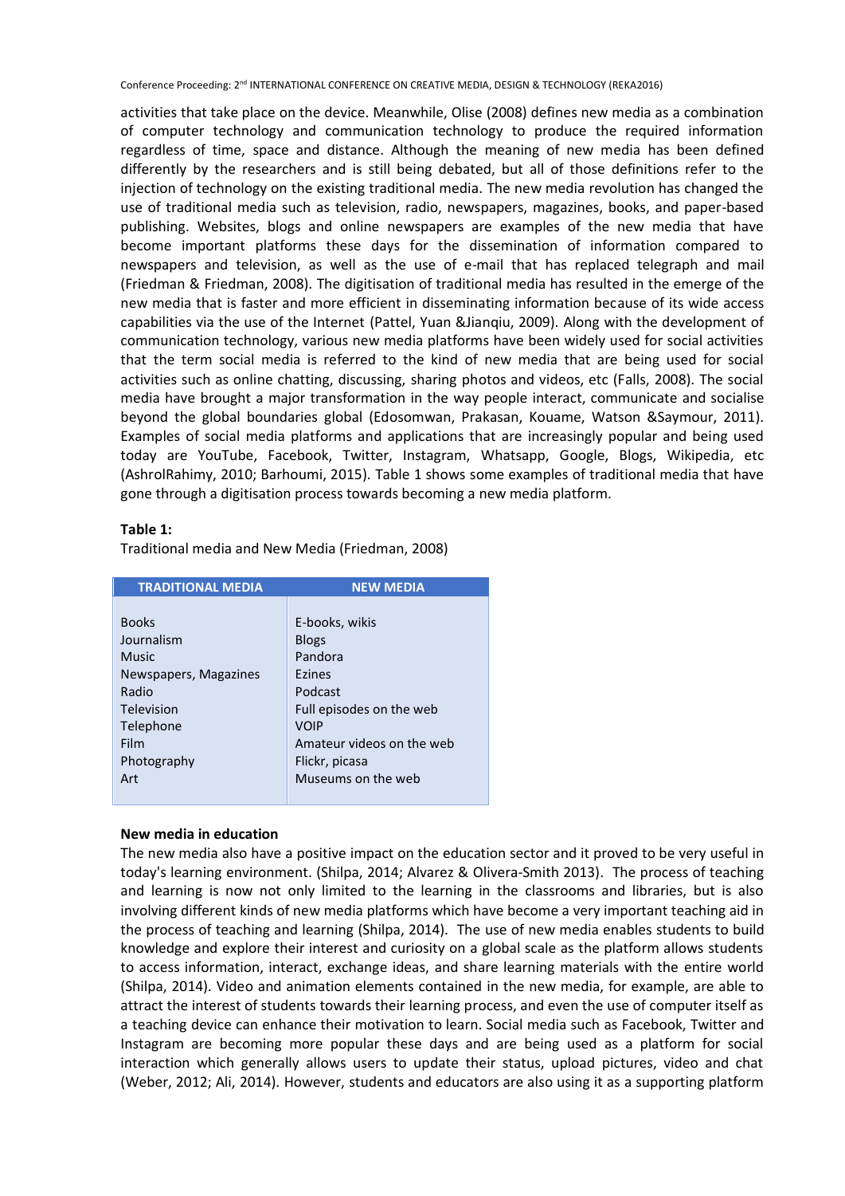activities that take place on the device. Meanwhile, Olise (2008) defines new media as a combination of computer technology and communication technology to produce the required information regardless of time, space and distance. Although the meaning of new media has been defined differently by the researchers and is still being debated, but all of those definitions refer to the injection of technology on the existing traditional media. The new media revolution has changed the use of traditional media such as television, radio, newspapers, magazines, books, and paper-based publishing. Websites, blogs and online newspapers are examples of the new media that have become important platforms these days for the dissemination of information compared to newspapers and television, as well as the use of e-mail that has replaced telegraph and mail (Friedman & Friedman, 2008). The digitisation of traditional media has resulted in the emerge of the new media that is faster and more efficient in disseminating information because of its wide access capabilities via the use of the Internet (Pattel, Yuan &Jianqiu, 2009). Along with the development of communication technology, various new media platforms have been widely used for social activities that the term social media is referred to the kind of new media that are being used for social activities such as online chatting, discussing, sharing photos and videos, etc (Falls, 2008). The social media have brought a major transformation in the way people interact, communicate and socialise beyond the global boundaries global (Edosomwan, Prakasan, Kouame, Watson &Saymour, 2011). Examples of social media platforms and applications that are increasingly popular and being used today are YouTube, Facebook, Twitter, Instagram, Whatsapp, Google, Blogs, Wikipedia, etc (AshrolRahimy, 2010; Barhoumi, 2015). Table 1 shows some examples of traditional media that have gone through a digitisation process towards becoming a new media platform.

**Table 1:**

Traditional media and New Media (Friedman, 2008)

| TRADITIONAL MEDIA | NEW MEDIA |
|---|---|
| Books | E-books, wikis |
| Journalism | Blogs |
| Music | Pandora |
| Newspapers, Magazines | Ezines |
| Radio | Podcast |
| Television | Full episodes on the web |
| Telephone | VOIP |
| Film | Amateur videos on the web |
| Photography | Flickr, picasa |
| Art | Museums on the web |

**New media in education**

The new media also have a positive impact on the education sector and it proved to be very useful in today's learning environment. (Shilpa, 2014; Alvarez & Olivera-Smith 2013). The process of teaching and learning is now not only limited to the learning in the classrooms and libraries, but is also involving different kinds of new media platforms which have become a very important teaching aid in the process of teaching and learning (Shilpa, 2014). The use of new media enables students to build knowledge and explore their interest and curiosity on a global scale as the platform allows students to access information, interact, exchange ideas, and share learning materials with the entire world (Shilpa, 2014). Video and animation elements contained in the new media, for example, are able to attract the interest of students towards their learning process, and even the use of computer itself as a teaching device can enhance their motivation to learn. Social media such as Facebook, Twitter and Instagram are becoming more popular these days and are being used as a platform for social interaction which generally allows users to update their status, upload pictures, video and chat (Weber, 2012; Ali, 2014). However, students and educators are also using it as a supporting platform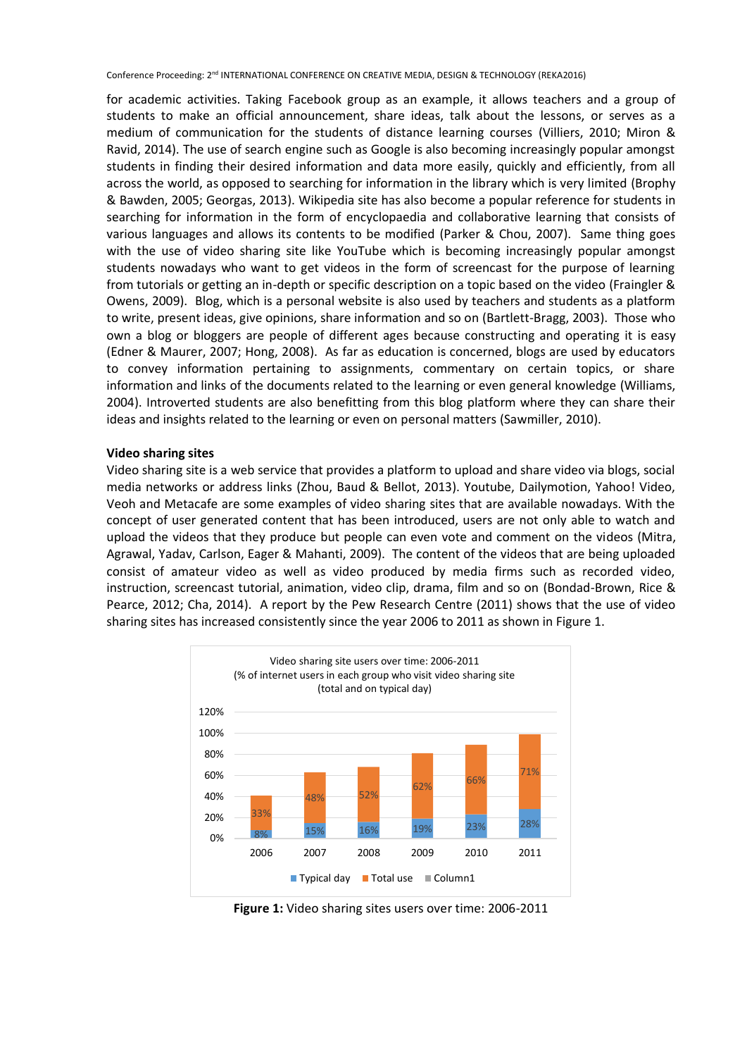for academic activities. Taking Facebook group as an example, it allows teachers and a group of students to make an official announcement, share ideas, talk about the lessons, or serves as a medium of communication for the students of distance learning courses (Villiers, 2010; Miron & Ravid, 2014). The use of search engine such as Google is also becoming increasingly popular amongst students in finding their desired information and data more easily, quickly and efficiently, from all across the world, as opposed to searching for information in the library which is very limited (Brophy & Bawden, 2005; Georgas, 2013). Wikipedia site has also become a popular reference for students in searching for information in the form of encyclopaedia and collaborative learning that consists of various languages and allows its contents to be modified (Parker & Chou, 2007). Same thing goes with the use of video sharing site like YouTube which is becoming increasingly popular amongst students nowadays who want to get videos in the form of screencast for the purpose of learning from tutorials or getting an in-depth or specific description on a topic based on the video (Fraingler & Owens, 2009). Blog, which is a personal website is also used by teachers and students as a platform to write, present ideas, give opinions, share information and so on (Bartlett-Bragg, 2003). Those who own a blog or bloggers are people of different ages because constructing and operating it is easy (Edner & Maurer, 2007; Hong, 2008). As far as education is concerned, blogs are used by educators to convey information pertaining to assignments, commentary on certain topics, or share information and links of the documents related to the learning or even general knowledge (Williams, 2004). Introverted students are also benefitting from this blog platform where they can share their ideas and insights related to the learning or even on personal matters (Sawmiller, 2010).

**Video sharing sites**

Video sharing site is a web service that provides a platform to upload and share video via blogs, social media networks or address links (Zhou, Baud & Bellot, 2013). Youtube, Dailymotion, Yahoo! Video, Veoh and Metacafe are some examples of video sharing sites that are available nowadays. With the concept of user generated content that has been introduced, users are not only able to watch and upload the videos that they produce but people can even vote and comment on the videos (Mitra, Agrawal, Yadav, Carlson, Eager & Mahanti, 2009). The content of the videos that are being uploaded consist of amateur video as well as video produced by media firms such as recorded video, instruction, screencast tutorial, animation, video clip, drama, film and so on (Bondad-Brown, Rice & Pearce, 2012; Cha, 2014). A report by the Pew Research Centre (2011) shows that the use of video sharing sites has increased consistently since the year 2006 to 2011 as shown in Figure 1.

**Figure 1:** Video sharing sites users over time: 2006-2011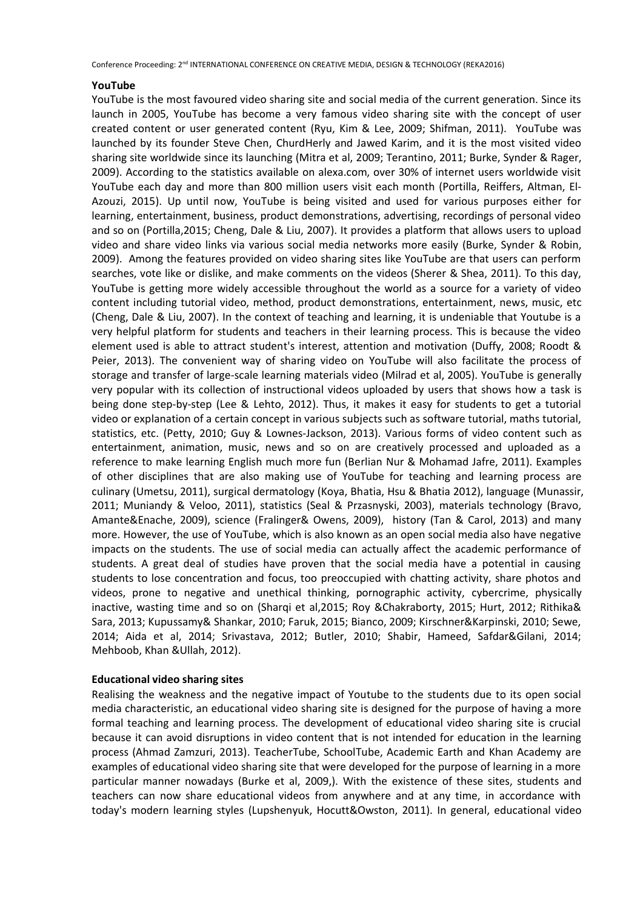**YouTube**

YouTube is the most favoured video sharing site and social media of the current generation. Since its launch in 2005, YouTube has become a very famous video sharing site with the concept of user created content or user generated content (Ryu, Kim & Lee, 2009; Shifman, 2011). YouTube was launched by its founder Steve Chen, ChurdHerly and Jawed Karim, and it is the most visited video sharing site worldwide since its launching (Mitra et al, 2009; Terantino, 2011; Burke, Synder & Rager, 2009). According to the statistics available on alexa.com, over 30% of internet users worldwide visit YouTube each day and more than 800 million users visit each month (Portilla, Reiffers, Altman, El-Azouzi, 2015). Up until now, YouTube is being visited and used for various purposes either for learning, entertainment, business, product demonstrations, advertising, recordings of personal video and so on (Portilla,2015; Cheng, Dale & Liu, 2007). It provides a platform that allows users to upload video and share video links via various social media networks more easily (Burke, Synder & Robin, 2009). Among the features provided on video sharing sites like YouTube are that users can perform searches, vote like or dislike, and make comments on the videos (Sherer & Shea, 2011). To this day, YouTube is getting more widely accessible throughout the world as a source for a variety of video content including tutorial video, method, product demonstrations, entertainment, news, music, etc (Cheng, Dale & Liu, 2007). In the context of teaching and learning, it is undeniable that Youtube is a very helpful platform for students and teachers in their learning process. This is because the video element used is able to attract student's interest, attention and motivation (Duffy, 2008; Roodt & Peier, 2013). The convenient way of sharing video on YouTube will also facilitate the process of storage and transfer of large-scale learning materials video (Milrad et al, 2005). YouTube is generally very popular with its collection of instructional videos uploaded by users that shows how a task is being done step-by-step (Lee & Lehto, 2012). Thus, it makes it easy for students to get a tutorial video or explanation of a certain concept in various subjects such as software tutorial, maths tutorial, statistics, etc. (Petty, 2010; Guy & Lownes-Jackson, 2013). Various forms of video content such as entertainment, animation, music, news and so on are creatively processed and uploaded as a reference to make learning English much more fun (Berlian Nur & Mohamad Jafre, 2011). Examples of other disciplines that are also making use of YouTube for teaching and learning process are culinary (Umetsu, 2011), surgical dermatology (Koya, Bhatia, Hsu & Bhatia 2012), language (Munassir, 2011; Muniandy & Veloo, 2011), statistics (Seal & Przasnyski, 2003), materials technology (Bravo, Amante&Enache, 2009), science (Fralinger& Owens, 2009), history (Tan & Carol, 2013) and many more. However, the use of YouTube, which is also known as an open social media also have negative impacts on the students. The use of social media can actually affect the academic performance of students. A great deal of studies have proven that the social media have a potential in causing students to lose concentration and focus, too preoccupied with chatting activity, share photos and videos, prone to negative and unethical thinking, pornographic activity, cybercrime, physically inactive, wasting time and so on (Sharqi et al,2015; Roy &Chakraborty, 2015; Hurt, 2012; Rithika& Sara, 2013; Kupussamy& Shankar, 2010; Faruk, 2015; Bianco, 2009; Kirschner&Karpinski, 2010; Sewe, 2014; Aida et al, 2014; Srivastava, 2012; Butler, 2010; Shabir, Hameed, Safdar&Gilani, 2014; Mehboob, Khan &Ullah, 2012).

**Educational video sharing sites**

Realising the weakness and the negative impact of Youtube to the students due to its open social media characteristic, an educational video sharing site is designed for the purpose of having a more formal teaching and learning process. The development of educational video sharing site is crucial because it can avoid disruptions in video content that is not intended for education in the learning process (Ahmad Zamzuri, 2013). TeacherTube, SchoolTube, Academic Earth and Khan Academy are examples of educational video sharing site that were developed for the purpose of learning in a more particular manner nowadays (Burke et al, 2009,). With the existence of these sites, students and teachers can now share educational videos from anywhere and at any time, in accordance with today's modern learning styles (Lupshenyuk, Hocutt&Owston, 2011). In general, educational video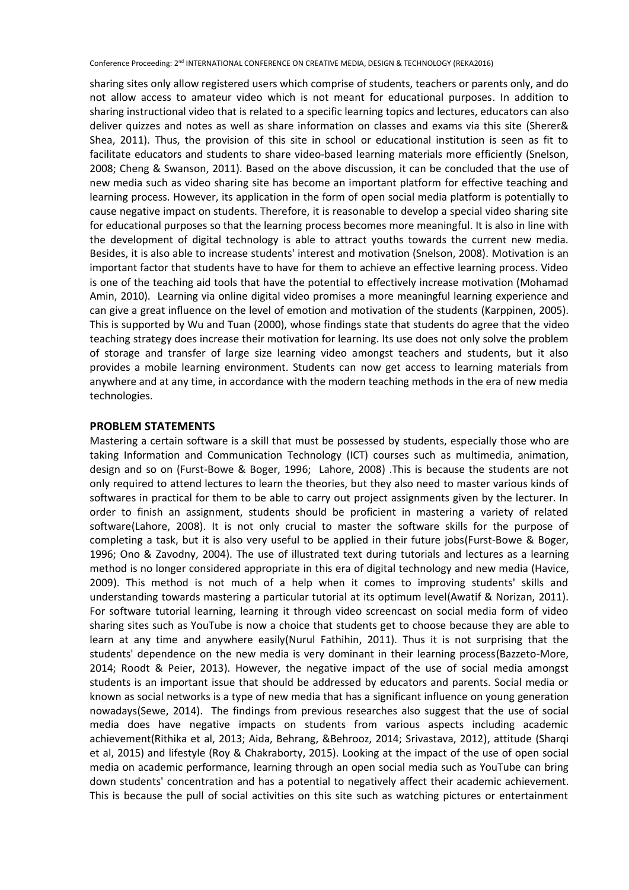sharing sites only allow registered users which comprise of students, teachers or parents only, and do not allow access to amateur video which is not meant for educational purposes. In addition to sharing instructional video that is related to a specific learning topics and lectures, educators can also deliver quizzes and notes as well as share information on classes and exams via this site (Sherer& Shea, 2011). Thus, the provision of this site in school or educational institution is seen as fit to facilitate educators and students to share video-based learning materials more efficiently (Snelson, 2008; Cheng & Swanson, 2011). Based on the above discussion, it can be concluded that the use of new media such as video sharing site has become an important platform for effective teaching and learning process. However, its application in the form of open social media platform is potentially to cause negative impact on students. Therefore, it is reasonable to develop a special video sharing site for educational purposes so that the learning process becomes more meaningful. It is also in line with the development of digital technology is able to attract youths towards the current new media. Besides, it is also able to increase students' interest and motivation (Snelson, 2008). Motivation is an important factor that students have to have for them to achieve an effective learning process. Video is one of the teaching aid tools that have the potential to effectively increase motivation (Mohamad Amin, 2010). Learning via online digital video promises a more meaningful learning experience and can give a great influence on the level of emotion and motivation of the students (Karppinen, 2005). This is supported by Wu and Tuan (2000), whose findings state that students do agree that the video teaching strategy does increase their motivation for learning. Its use does not only solve the problem of storage and transfer of large size learning video amongst teachers and students, but it also provides a mobile learning environment. Students can now get access to learning materials from anywhere and at any time, in accordance with the modern teaching methods in the era of new media technologies.

## PROBLEM STATEMENTS

Mastering a certain software is a skill that must be possessed by students, especially those who are taking Information and Communication Technology (ICT) courses such as multimedia, animation, design and so on (Furst-Bowe & Boger, 1996; Lahore, 2008) .This is because the students are not only required to attend lectures to learn the theories, but they also need to master various kinds of softwares in practical for them to be able to carry out project assignments given by the lecturer. In order to finish an assignment, students should be proficient in mastering a variety of related software(Lahore, 2008). It is not only crucial to master the software skills for the purpose of completing a task, but it is also very useful to be applied in their future jobs(Furst-Bowe & Boger, 1996; Ono & Zavodny, 2004). The use of illustrated text during tutorials and lectures as a learning method is no longer considered appropriate in this era of digital technology and new media (Havice, 2009). This method is not much of a help when it comes to improving students' skills and understanding towards mastering a particular tutorial at its optimum level(Awatif & Norizan, 2011). For software tutorial learning, learning it through video screencast on social media form of video sharing sites such as YouTube is now a choice that students get to choose because they are able to learn at any time and anywhere easily(Nurul Fathihin, 2011). Thus it is not surprising that the students' dependence on the new media is very dominant in their learning process(Bazzeto-More, 2014; Roodt & Peier, 2013). However, the negative impact of the use of social media amongst students is an important issue that should be addressed by educators and parents. Social media or known as social networks is a type of new media that has a significant influence on young generation nowadays(Sewe, 2014). The findings from previous researches also suggest that the use of social media does have negative impacts on students from various aspects including academic achievement(Rithika et al, 2013; Aida, Behrang, &Behrooz, 2014; Srivastava, 2012), attitude (Sharqi et al, 2015) and lifestyle (Roy & Chakraborty, 2015). Looking at the impact of the use of open social media on academic performance, learning through an open social media such as YouTube can bring down students' concentration and has a potential to negatively affect their academic achievement. This is because the pull of social activities on this site such as watching pictures or entertainment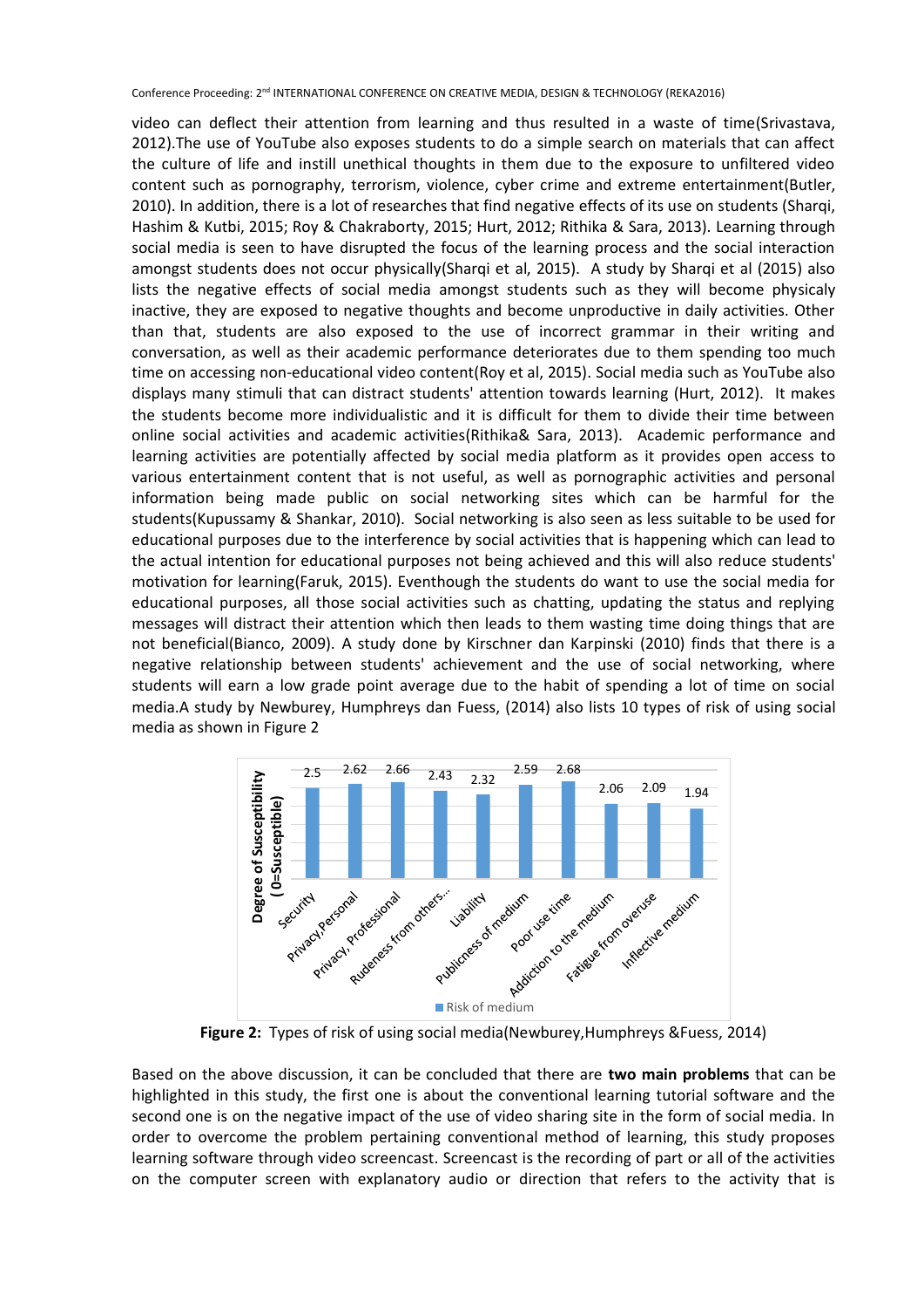video can deflect their attention from learning and thus resulted in a waste of time(Srivastava, 2012).The use of YouTube also exposes students to do a simple search on materials that can affect the culture of life and instill unethical thoughts in them due to the exposure to unfiltered video content such as pornography, terrorism, violence, cyber crime and extreme entertainment(Butler, 2010). In addition, there is a lot of researches that find negative effects of its use on students (Sharqi, Hashim & Kutbi, 2015; Roy & Chakraborty, 2015; Hurt, 2012; Rithika & Sara, 2013). Learning through social media is seen to have disrupted the focus of the learning process and the social interaction amongst students does not occur physically(Sharqi et al, 2015). A study by Sharqi et al (2015) also lists the negative effects of social media amongst students such as they will become physicaly inactive, they are exposed to negative thoughts and become unproductive in daily activities. Other than that, students are also exposed to the use of incorrect grammar in their writing and conversation, as well as their academic performance deteriorates due to them spending too much time on accessing non-educational video content(Roy et al, 2015). Social media such as YouTube also displays many stimuli that can distract students' attention towards learning (Hurt, 2012). It makes the students become more individualistic and it is difficult for them to divide their time between online social activities and academic activities(Rithika& Sara, 2013). Academic performance and learning activities are potentially affected by social media platform as it provides open access to various entertainment content that is not useful, as well as pornographic activities and personal information being made public on social networking sites which can be harmful for the students(Kupussamy & Shankar, 2010). Social networking is also seen as less suitable to be used for educational purposes due to the interference by social activities that is happening which can lead to the actual intention for educational purposes not being achieved and this will also reduce students' motivation for learning(Faruk, 2015). Eventhough the students do want to use the social media for educational purposes, all those social activities such as chatting, updating the status and replying messages will distract their attention which then leads to them wasting time doing things that are not beneficial(Bianco, 2009). A study done by Kirschner dan Karpinski (2010) finds that there is a negative relationship between students' achievement and the use of social networking, where students will earn a low grade point average due to the habit of spending a lot of time on social media.A study by Newburey, Humphreys dan Fuess, (2014) also lists 10 types of risk of using social media as shown in Figure 2

| Risk of medium | Degree of Susceptibility (0=Susceptible) |
| --- | --- |
| Security | 2.5 |
| Privacy, Personal | 2.62 |
| Privacy, Professional | 2.66 |
| Rudeness from others... | 2.43 |
| Liability | 2.32 |
| Publicness of medium | 2.59 |
| Poor use time | 2.68 |
| Addiction to the medium | 2.06 |
| Fatigue from overuse | 2.09 |
| Inflective medium | 1.94 |

**Figure 2:** Types of risk of using social media(Newburey,Humphreys &Fuess, 2014)

Based on the above discussion, it can be concluded that there are **two main problems** that can be highlighted in this study, the first one is about the conventional learning tutorial software and the second one is on the negative impact of the use of video sharing site in the form of social media. In order to overcome the problem pertaining conventional method of learning, this study proposes learning software through video screencast. Screencast is the recording of part or all of the activities on the computer screen with explanatory audio or direction that refers to the activity that is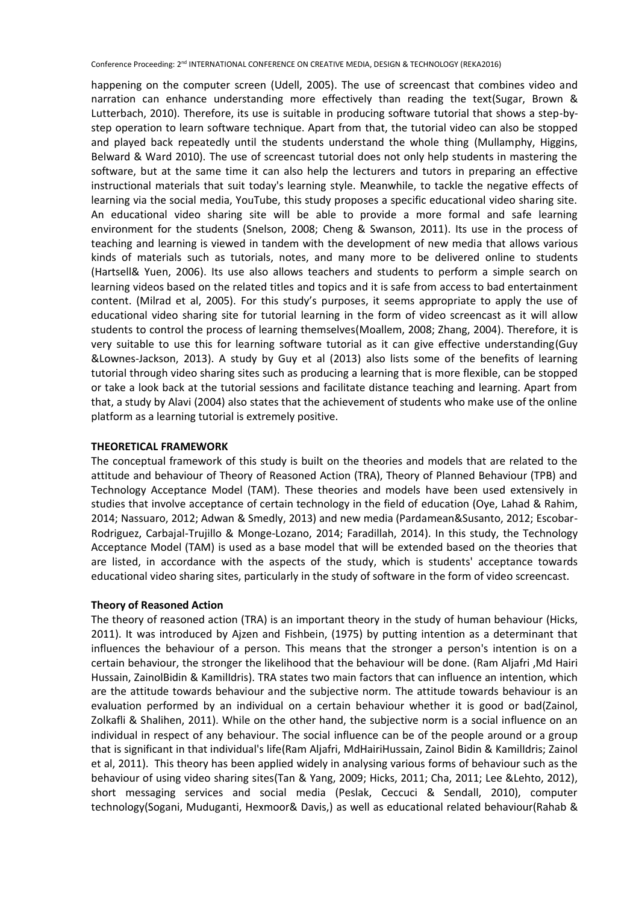happening on the computer screen (Udell, 2005). The use of screencast that combines video and narration can enhance understanding more effectively than reading the text(Sugar, Brown & Lutterbach, 2010). Therefore, its use is suitable in producing software tutorial that shows a step-by-step operation to learn software technique. Apart from that, the tutorial video can also be stopped and played back repeatedly until the students understand the whole thing (Mullamphy, Higgins, Belward & Ward 2010). The use of screencast tutorial does not only help students in mastering the software, but at the same time it can also help the lecturers and tutors in preparing an effective instructional materials that suit today's learning style. Meanwhile, to tackle the negative effects of learning via the social media, YouTube, this study proposes a specific educational video sharing site. An educational video sharing site will be able to provide a more formal and safe learning environment for the students (Snelson, 2008; Cheng & Swanson, 2011). Its use in the process of teaching and learning is viewed in tandem with the development of new media that allows various kinds of materials such as tutorials, notes, and many more to be delivered online to students (Hartsell& Yuen, 2006). Its use also allows teachers and students to perform a simple search on learning videos based on the related titles and topics and it is safe from access to bad entertainment content. (Milrad et al, 2005). For this study's purposes, it seems appropriate to apply the use of educational video sharing site for tutorial learning in the form of video screencast as it will allow students to control the process of learning themselves(Moallem, 2008; Zhang, 2004). Therefore, it is very suitable to use this for learning software tutorial as it can give effective understanding(Guy &Lownes-Jackson, 2013). A study by Guy et al (2013) also lists some of the benefits of learning tutorial through video sharing sites such as producing a learning that is more flexible, can be stopped or take a look back at the tutorial sessions and facilitate distance teaching and learning. Apart from that, a study by Alavi (2004) also states that the achievement of students who make use of the online platform as a learning tutorial is extremely positive.

## THEORETICAL FRAMEWORK

The conceptual framework of this study is built on the theories and models that are related to the attitude and behaviour of Theory of Reasoned Action (TRA), Theory of Planned Behaviour (TPB) and Technology Acceptance Model (TAM). These theories and models have been used extensively in studies that involve acceptance of certain technology in the field of education (Oye, Lahad & Rahim, 2014; Nassuaro, 2012; Adwan & Smedly, 2013) and new media (Pardamean&Susanto, 2012; Escobar-Rodriguez, Carbajal-Trujillo & Monge-Lozano, 2014; Faradillah, 2014). In this study, the Technology Acceptance Model (TAM) is used as a base model that will be extended based on the theories that are listed, in accordance with the aspects of the study, which is students' acceptance towards educational video sharing sites, particularly in the study of software in the form of video screencast.

### Theory of Reasoned Action

The theory of reasoned action (TRA) is an important theory in the study of human behaviour (Hicks, 2011). It was introduced by Ajzen and Fishbein, (1975) by putting intention as a determinant that influences the behaviour of a person. This means that the stronger a person's intention is on a certain behaviour, the stronger the likelihood that the behaviour will be done. (Ram Aljafri ,Md Hairi Hussain, ZainolBidin & KamilIdris). TRA states two main factors that can influence an intention, which are the attitude towards behaviour and the subjective norm. The attitude towards behaviour is an evaluation performed by an individual on a certain behaviour whether it is good or bad(Zainol, Zolkafli & Shalihen, 2011). While on the other hand, the subjective norm is a social influence on an individual in respect of any behaviour. The social influence can be of the people around or a group that is significant in that individual's life(Ram Aljafri, MdHairiHussain, Zainol Bidin & KamilIdris; Zainol et al, 2011). This theory has been applied widely in analysing various forms of behaviour such as the behaviour of using video sharing sites(Tan & Yang, 2009; Hicks, 2011; Cha, 2011; Lee &Lehto, 2012), short messaging services and social media (Peslak, Ceccuci & Sendall, 2010), computer technology(Sogani, Muduganti, Hexmoor& Davis,) as well as educational related behaviour(Rahab &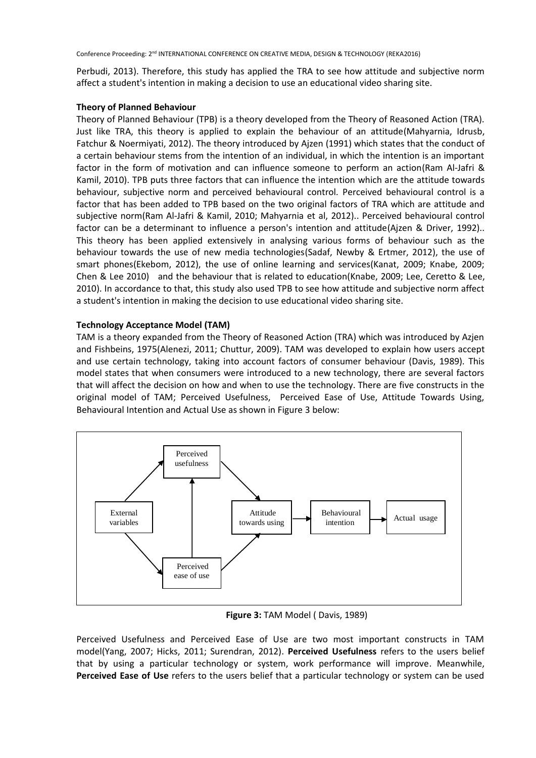Perbudi, 2013). Therefore, this study has applied the TRA to see how attitude and subjective norm affect a student's intention in making a decision to use an educational video sharing site.

**Theory of Planned Behaviour**

Theory of Planned Behaviour (TPB) is a theory developed from the Theory of Reasoned Action (TRA). Just like TRA, this theory is applied to explain the behaviour of an attitude(Mahyarnia, Idrusb, Fatchur & Noermiyati, 2012). The theory introduced by Ajzen (1991) which states that the conduct of a certain behaviour stems from the intention of an individual, in which the intention is an important factor in the form of motivation and can influence someone to perform an action(Ram Al-Jafri & Kamil, 2010). TPB puts three factors that can influence the intention which are the attitude towards behaviour, subjective norm and perceived behavioural control. Perceived behavioural control is a factor that has been added to TPB based on the two original factors of TRA which are attitude and subjective norm(Ram Al-Jafri & Kamil, 2010; Mahyarnia et al, 2012).. Perceived behavioural control factor can be a determinant to influence a person's intention and attitude(Ajzen & Driver, 1992).. This theory has been applied extensively in analysing various forms of behaviour such as the behaviour towards the use of new media technologies(Sadaf, Newby & Ertmer, 2012), the use of smart phones(Ekebom, 2012), the use of online learning and services(Kanat, 2009; Knabe, 2009; Chen & Lee 2010) and the behaviour that is related to education(Knabe, 2009; Lee, Ceretto & Lee, 2010). In accordance to that, this study also used TPB to see how attitude and subjective norm affect a student's intention in making the decision to use educational video sharing site.

**Technology Acceptance Model (TAM)**

TAM is a theory expanded from the Theory of Reasoned Action (TRA) which was introduced by Azjen and Fishbeins, 1975(Alenezi, 2011; Chuttur, 2009). TAM was developed to explain how users accept and use certain technology, taking into account factors of consumer behaviour (Davis, 1989). This model states that when consumers were introduced to a new technology, there are several factors that will affect the decision on how and when to use the technology. There are five constructs in the original model of TAM; Perceived Usefulness, Perceived Ease of Use, Attitude Towards Using, Behavioural Intention and Actual Use as shown in Figure 3 below:

External variables → Perceived usefulness; External variables → Perceived ease of use; Perceived ease of use → Perceived usefulness; Perceived usefulness → Attitude towards using; Perceived ease of use → Attitude towards using; Attitude towards using → Behavioural intention → Actual usage

**Figure 3:** TAM Model ( Davis, 1989)

Perceived Usefulness and Perceived Ease of Use are two most important constructs in TAM model(Yang, 2007; Hicks, 2011; Surendran, 2012). **Perceived Usefulness** refers to the users belief that by using a particular technology or system, work performance will improve. Meanwhile, **Perceived Ease of Use** refers to the users belief that a particular technology or system can be used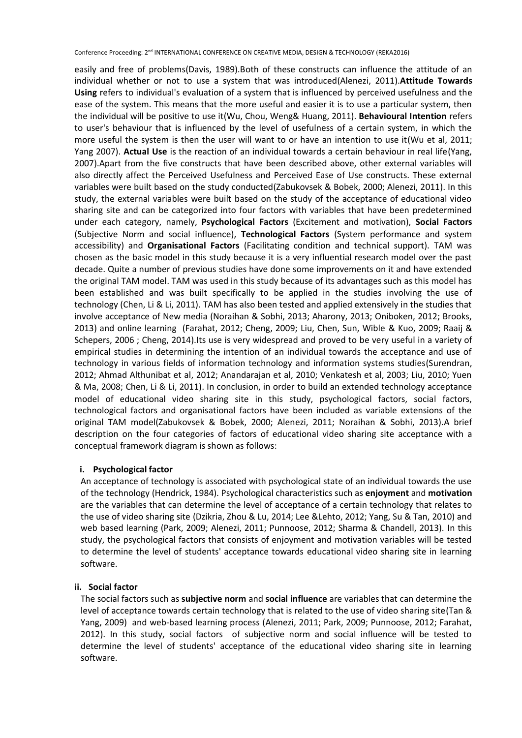easily and free of problems(Davis, 1989).Both of these constructs can influence the attitude of an individual whether or not to use a system that was introduced(Alenezi, 2011).**Attitude Towards Using** refers to individual's evaluation of a system that is influenced by perceived usefulness and the ease of the system. This means that the more useful and easier it is to use a particular system, then the individual will be positive to use it(Wu, Chou, Weng& Huang, 2011). **Behavioural Intention** refers to user's behaviour that is influenced by the level of usefulness of a certain system, in which the more useful the system is then the user will want to or have an intention to use it(Wu et al, 2011; Yang 2007). **Actual Use** is the reaction of an individual towards a certain behaviour in real life(Yang, 2007).Apart from the five constructs that have been described above, other external variables will also directly affect the Perceived Usefulness and Perceived Ease of Use constructs. These external variables were built based on the study conducted(Zabukovsek & Bobek, 2000; Alenezi, 2011). In this study, the external variables were built based on the study of the acceptance of educational video sharing site and can be categorized into four factors with variables that have been predetermined under each category, namely, **Psychological Factors** (Excitement and motivation), **Social Factors** (Subjective Norm and social influence), **Technological Factors** (System performance and system accessibility) and **Organisational Factors** (Facilitating condition and technical support). TAM was chosen as the basic model in this study because it is a very influential research model over the past decade. Quite a number of previous studies have done some improvements on it and have extended the original TAM model. TAM was used in this study because of its advantages such as this model has been established and was built specifically to be applied in the studies involving the use of technology (Chen, Li & Li, 2011). TAM has also been tested and applied extensively in the studies that involve acceptance of New media (Noraihan & Sobhi, 2013; Aharony, 2013; Oniboken, 2012; Brooks, 2013) and online learning (Farahat, 2012; Cheng, 2009; Liu, Chen, Sun, Wible & Kuo, 2009; Raaij & Schepers, 2006 ; Cheng, 2014).Its use is very widespread and proved to be very useful in a variety of empirical studies in determining the intention of an individual towards the acceptance and use of technology in various fields of information technology and information systems studies(Surendran, 2012; Ahmad Althunibat et al, 2012; Anandarajan et al, 2010; Venkatesh et al, 2003; Liu, 2010; Yuen & Ma, 2008; Chen, Li & Li, 2011). In conclusion, in order to build an extended technology acceptance model of educational video sharing site in this study, psychological factors, social factors, technological factors and organisational factors have been included as variable extensions of the original TAM model(Zabukovsek & Bobek, 2000; Alenezi, 2011; Noraihan & Sobhi, 2013).A brief description on the four categories of factors of educational video sharing site acceptance with a conceptual framework diagram is shown as follows:

**i. Psychological factor**

An acceptance of technology is associated with psychological state of an individual towards the use of the technology (Hendrick, 1984). Psychological characteristics such as **enjoyment** and **motivation** are the variables that can determine the level of acceptance of a certain technology that relates to the use of video sharing site (Dzikria, Zhou & Lu, 2014; Lee &Lehto, 2012; Yang, Su & Tan, 2010) and web based learning (Park, 2009; Alenezi, 2011; Punnoose, 2012; Sharma & Chandell, 2013). In this study, the psychological factors that consists of enjoyment and motivation variables will be tested to determine the level of students' acceptance towards educational video sharing site in learning software.

**ii. Social factor**

The social factors such as **subjective norm** and **social influence** are variables that can determine the level of acceptance towards certain technology that is related to the use of video sharing site(Tan & Yang, 2009) and web-based learning process (Alenezi, 2011; Park, 2009; Punnoose, 2012; Farahat, 2012). In this study, social factors of subjective norm and social influence will be tested to determine the level of students' acceptance of the educational video sharing site in learning software.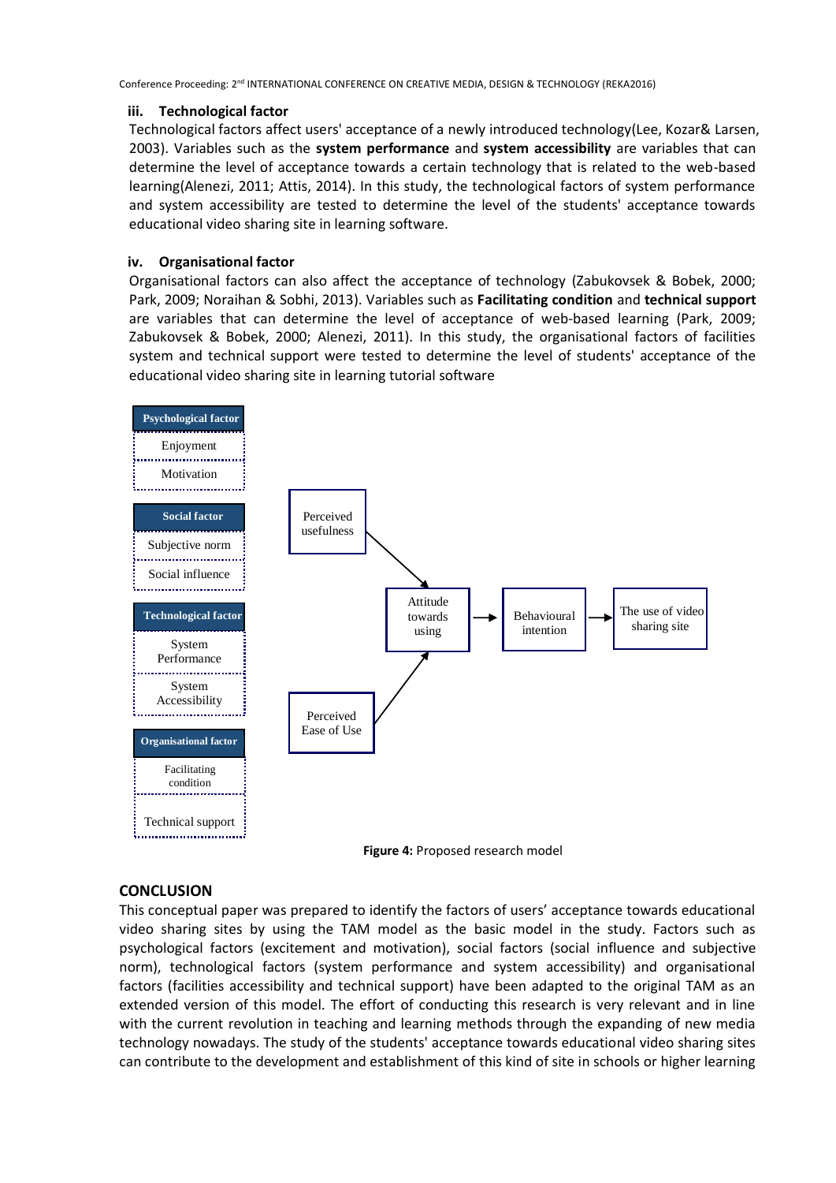### iii. Technological factor

Technological factors affect users' acceptance of a newly introduced technology(Lee, Kozar& Larsen, 2003). Variables such as the **system performance** and **system accessibility** are variables that can determine the level of acceptance towards a certain technology that is related to the web-based learning(Alenezi, 2011; Attis, 2014). In this study, the technological factors of system performance and system accessibility are tested to determine the level of the students' acceptance towards educational video sharing site in learning software.

### iv. Organisational factor

Organisational factors can also affect the acceptance of technology (Zabukovsek & Bobek, 2000; Park, 2009; Noraihan & Sobhi, 2013). Variables such as **Facilitating condition** and **technical support** are variables that can determine the level of acceptance of web-based learning (Park, 2009; Zabukovsek & Bobek, 2000; Alenezi, 2011). In this study, the organisational factors of facilities system and technical support were tested to determine the level of students' acceptance of the educational video sharing site in learning tutorial software

**Figure 4:** Proposed research model

## CONCLUSION

This conceptual paper was prepared to identify the factors of users' acceptance towards educational video sharing sites by using the TAM model as the basic model in the study. Factors such as psychological factors (excitement and motivation), social factors (social influence and subjective norm), technological factors (system performance and system accessibility) and organisational factors (facilities accessibility and technical support) have been adapted to the original TAM as an extended version of this model. The effort of conducting this research is very relevant and in line with the current revolution in teaching and learning methods through the expanding of new media technology nowadays. The study of the students' acceptance towards educational video sharing sites can contribute to the development and establishment of this kind of site in schools or higher learning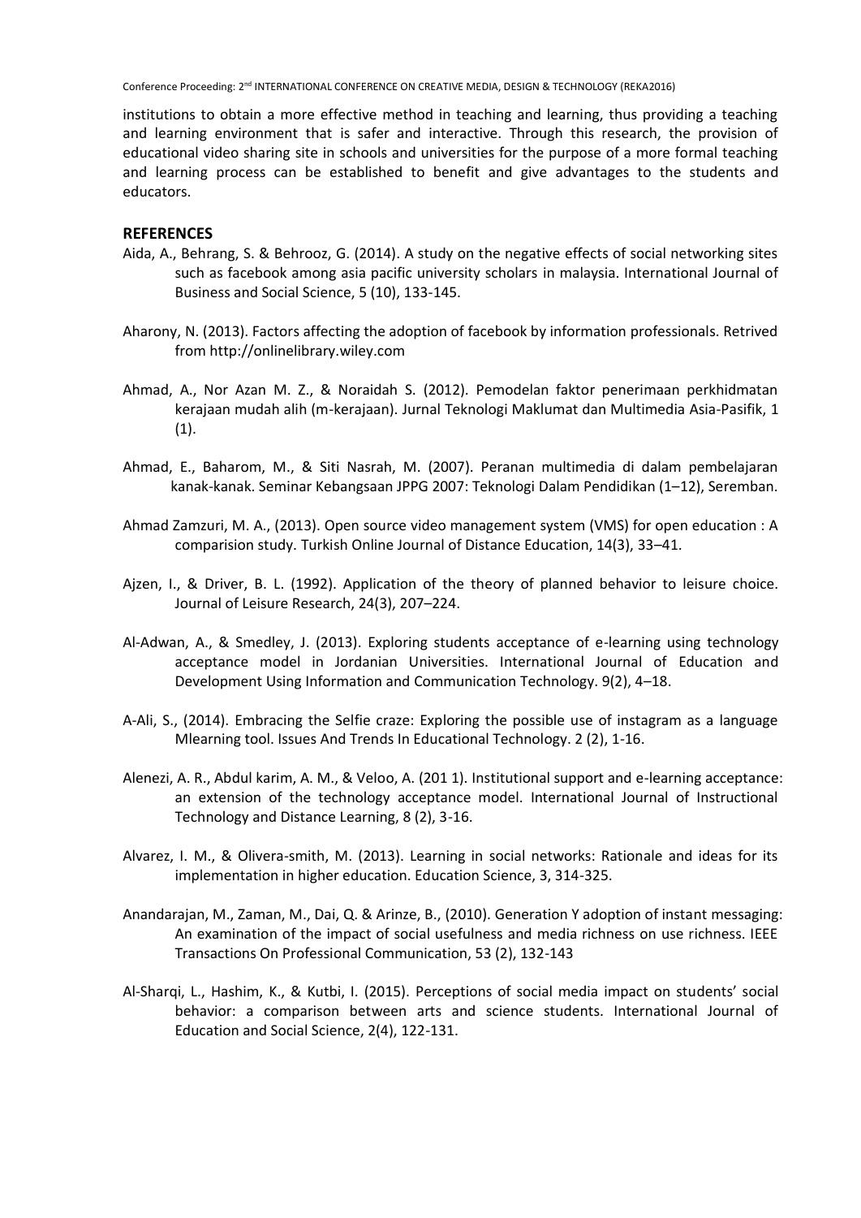institutions to obtain a more effective method in teaching and learning, thus providing a teaching and learning environment that is safer and interactive. Through this research, the provision of educational video sharing site in schools and universities for the purpose of a more formal teaching and learning process can be established to benefit and give advantages to the students and educators.

## REFERENCES

Aida, A., Behrang, S. & Behrooz, G. (2014). A study on the negative effects of social networking sites such as facebook among asia pacific university scholars in malaysia. International Journal of Business and Social Science, 5 (10), 133-145.

Aharony, N. (2013). Factors affecting the adoption of facebook by information professionals. Retrived from http://onlinelibrary.wiley.com

Ahmad, A., Nor Azan M. Z., & Noraidah S. (2012). Pemodelan faktor penerimaan perkhidmatan kerajaan mudah alih (m-kerajaan). Jurnal Teknologi Maklumat dan Multimedia Asia-Pasifik, 1 (1).

Ahmad, E., Baharom, M., & Siti Nasrah, M. (2007). Peranan multimedia di dalam pembelajaran kanak-kanak. Seminar Kebangsaan JPPG 2007: Teknologi Dalam Pendidikan (1–12), Seremban.

Ahmad Zamzuri, M. A., (2013). Open source video management system (VMS) for open education : A comparision study. Turkish Online Journal of Distance Education, 14(3), 33–41.

Ajzen, I., & Driver, B. L. (1992). Application of the theory of planned behavior to leisure choice. Journal of Leisure Research, 24(3), 207–224.

Al-Adwan, A., & Smedley, J. (2013). Exploring students acceptance of e-learning using technology acceptance model in Jordanian Universities. International Journal of Education and Development Using Information and Communication Technology. 9(2), 4–18.

A-Ali, S., (2014). Embracing the Selfie craze: Exploring the possible use of instagram as a language Mlearning tool. Issues And Trends In Educational Technology. 2 (2), 1-16.

Alenezi, A. R., Abdul karim, A. M., & Veloo, A. (201 1). Institutional support and e-learning acceptance: an extension of the technology acceptance model. International Journal of Instructional Technology and Distance Learning, 8 (2), 3-16.

Alvarez, I. M., & Olivera-smith, M. (2013). Learning in social networks: Rationale and ideas for its implementation in higher education. Education Science, 3, 314-325.

Anandarajan, M., Zaman, M., Dai, Q. & Arinze, B., (2010). Generation Y adoption of instant messaging: An examination of the impact of social usefulness and media richness on use richness. IEEE Transactions On Professional Communication, 53 (2), 132-143

Al-Sharqi, L., Hashim, K., & Kutbi, I. (2015). Perceptions of social media impact on students' social behavior: a comparison between arts and science students. International Journal of Education and Social Science, 2(4), 122-131.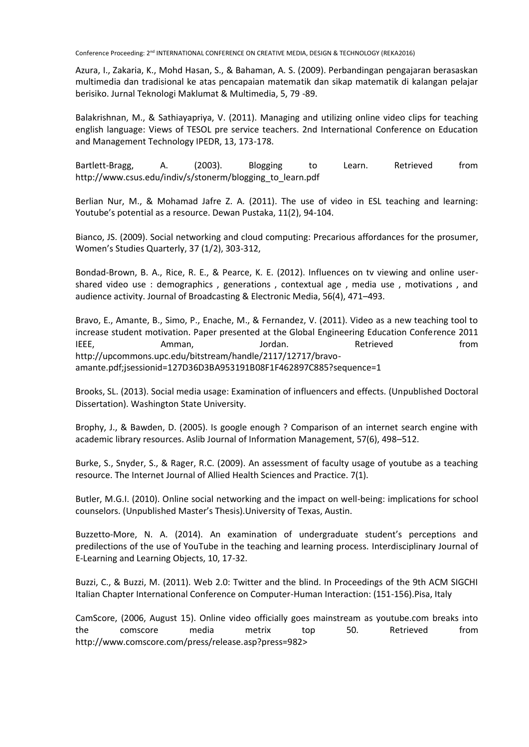Azura, I., Zakaria, K., Mohd Hasan, S., & Bahaman, A. S. (2009). Perbandingan pengajaran berasaskan multimedia dan tradisional ke atas pencapaian matematik dan sikap matematik di kalangan pelajar berisiko. Jurnal Teknologi Maklumat & Multimedia, 5, 79 -89.

Balakrishnan, M., & Sathiayapriya, V. (2011). Managing and utilizing online video clips for teaching english language: Views of TESOL pre service teachers. 2nd International Conference on Education and Management Technology IPEDR, 13, 173-178.

Bartlett-Bragg, A. (2003). Blogging to Learn. Retrieved from http://www.csus.edu/indiv/s/stonerm/blogging_to_learn.pdf

Berlian Nur, M., & Mohamad Jafre Z. A. (2011). The use of video in ESL teaching and learning: Youtube's potential as a resource. Dewan Pustaka, 11(2), 94-104.

Bianco, JS. (2009). Social networking and cloud computing: Precarious affordances for the prosumer, Women's Studies Quarterly, 37 (1/2), 303-312,

Bondad-Brown, B. A., Rice, R. E., & Pearce, K. E. (2012). Influences on tv viewing and online user-shared video use : demographics , generations , contextual age , media use , motivations , and audience activity. Journal of Broadcasting & Electronic Media, 56(4), 471–493.

Bravo, E., Amante, B., Simo, P., Enache, M., & Fernandez, V. (2011). Video as a new teaching tool to increase student motivation. Paper presented at the Global Engineering Education Conference 2011 IEEE, Amman, Jordan. Retrieved from http://upcommons.upc.edu/bitstream/handle/2117/12717/bravo-amante.pdf;jsessionid=127D36D3BA953191B08F1F462897C885?sequence=1

Brooks, SL. (2013). Social media usage: Examination of influencers and effects. (Unpublished Doctoral Dissertation). Washington State University.

Brophy, J., & Bawden, D. (2005). Is google enough ? Comparison of an internet search engine with academic library resources. Aslib Journal of Information Management, 57(6), 498–512.

Burke, S., Snyder, S., & Rager, R.C. (2009). An assessment of faculty usage of youtube as a teaching resource. The Internet Journal of Allied Health Sciences and Practice. 7(1).

Butler, M.G.I. (2010). Online social networking and the impact on well-being: implications for school counselors. (Unpublished Master's Thesis).University of Texas, Austin.

Buzzetto-More, N. A. (2014). An examination of undergraduate student's perceptions and predilections of the use of YouTube in the teaching and learning process. Interdisciplinary Journal of E-Learning and Learning Objects, 10, 17-32.

Buzzi, C., & Buzzi, M. (2011). Web 2.0: Twitter and the blind. In Proceedings of the 9th ACM SIGCHI Italian Chapter International Conference on Computer-Human Interaction: (151-156).Pisa, Italy

CamScore, (2006, August 15). Online video officially goes mainstream as youtube.com breaks into the comscore media metrix top 50. Retrieved from http://www.comscore.com/press/release.asp?press=982>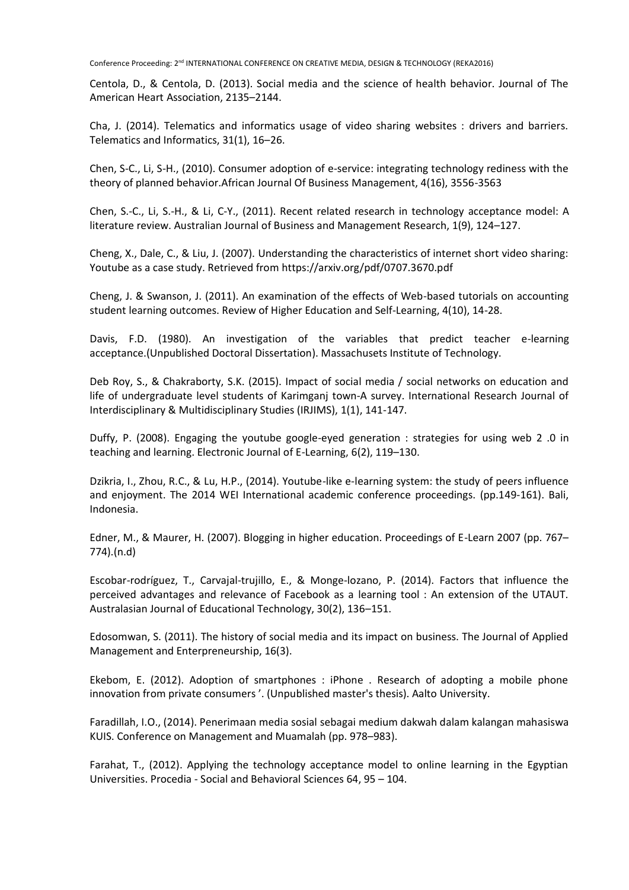Centola, D., & Centola, D. (2013). Social media and the science of health behavior. Journal of The American Heart Association, 2135–2144.

Cha, J. (2014). Telematics and informatics usage of video sharing websites : drivers and barriers. Telematics and Informatics, 31(1), 16–26.

Chen, S-C., Li, S-H., (2010). Consumer adoption of e-service: integrating technology rediness with the theory of planned behavior.African Journal Of Business Management, 4(16), 3556-3563

Chen, S.-C., Li, S.-H., & Li, C-Y., (2011). Recent related research in technology acceptance model: A literature review. Australian Journal of Business and Management Research, 1(9), 124–127.

Cheng, X., Dale, C., & Liu, J. (2007). Understanding the characteristics of internet short video sharing: Youtube as a case study. Retrieved from https://arxiv.org/pdf/0707.3670.pdf

Cheng, J. & Swanson, J. (2011). An examination of the effects of Web-based tutorials on accounting student learning outcomes. Review of Higher Education and Self-Learning, 4(10), 14-28.

Davis, F.D. (1980). An investigation of the variables that predict teacher e-learning acceptance.(Unpublished Doctoral Dissertation). Massachusets Institute of Technology.

Deb Roy, S., & Chakraborty, S.K. (2015). Impact of social media / social networks on education and life of undergraduate level students of Karimganj town-A survey. International Research Journal of Interdisciplinary & Multidisciplinary Studies (IRJIMS), 1(1), 141-147.

Duffy, P. (2008). Engaging the youtube google-eyed generation : strategies for using web 2 .0 in teaching and learning. Electronic Journal of E-Learning, 6(2), 119–130.

Dzikria, I., Zhou, R.C., & Lu, H.P., (2014). Youtube-like e-learning system: the study of peers influence and enjoyment. The 2014 WEI International academic conference proceedings. (pp.149-161). Bali, Indonesia.

Edner, M., & Maurer, H. (2007). Blogging in higher education. Proceedings of E-Learn 2007 (pp. 767–774).(n.d)

Escobar-rodríguez, T., Carvajal-trujillo, E., & Monge-lozano, P. (2014). Factors that influence the perceived advantages and relevance of Facebook as a learning tool : An extension of the UTAUT. Australasian Journal of Educational Technology, 30(2), 136–151.

Edosomwan, S. (2011). The history of social media and its impact on business. The Journal of Applied Management and Enterpreneurship, 16(3).

Ekebom, E. (2012). Adoption of smartphones : iPhone . Research of adopting a mobile phone innovation from private consumers '. (Unpublished master's thesis). Aalto University.

Faradillah, I.O., (2014). Penerimaan media sosial sebagai medium dakwah dalam kalangan mahasiswa KUIS. Conference on Management and Muamalah (pp. 978–983).

Farahat, T., (2012). Applying the technology acceptance model to online learning in the Egyptian Universities. Procedia - Social and Behavioral Sciences 64, 95 – 104.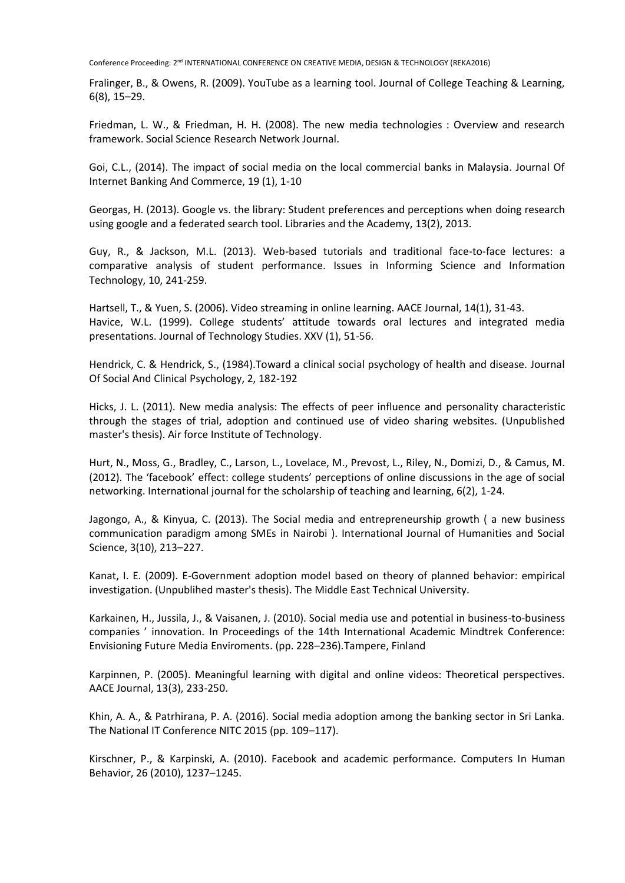Fralinger, B., & Owens, R. (2009). YouTube as a learning tool. Journal of College Teaching & Learning, 6(8), 15–29.

Friedman, L. W., & Friedman, H. H. (2008). The new media technologies : Overview and research framework. Social Science Research Network Journal.

Goi, C.L., (2014). The impact of social media on the local commercial banks in Malaysia. Journal Of Internet Banking And Commerce, 19 (1), 1-10

Georgas, H. (2013). Google vs. the library: Student preferences and perceptions when doing research using google and a federated search tool. Libraries and the Academy, 13(2), 2013.

Guy, R., & Jackson, M.L. (2013). Web-based tutorials and traditional face-to-face lectures: a comparative analysis of student performance. Issues in Informing Science and Information Technology, 10, 241-259.

Hartsell, T., & Yuen, S. (2006). Video streaming in online learning. AACE Journal, 14(1), 31-43.

Havice, W.L. (1999). College students' attitude towards oral lectures and integrated media presentations. Journal of Technology Studies. XXV (1), 51-56.

Hendrick, C. & Hendrick, S., (1984).Toward a clinical social psychology of health and disease. Journal Of Social And Clinical Psychology, 2, 182-192

Hicks, J. L. (2011). New media analysis: The effects of peer influence and personality characteristic through the stages of trial, adoption and continued use of video sharing websites. (Unpublished master's thesis). Air force Institute of Technology.

Hurt, N., Moss, G., Bradley, C., Larson, L., Lovelace, M., Prevost, L., Riley, N., Domizi, D., & Camus, M. (2012). The 'facebook' effect: college students' perceptions of online discussions in the age of social networking. International journal for the scholarship of teaching and learning, 6(2), 1-24.

Jagongo, A., & Kinyua, C. (2013). The Social media and entrepreneurship growth ( a new business communication paradigm among SMEs in Nairobi ). International Journal of Humanities and Social Science, 3(10), 213–227.

Kanat, I. E. (2009). E-Government adoption model based on theory of planned behavior: empirical investigation. (Unpublihed master's thesis). The Middle East Technical University.

Karkainen, H., Jussila, J., & Vaisanen, J. (2010). Social media use and potential in business-to-business companies ' innovation. In Proceedings of the 14th International Academic Mindtrek Conference: Envisioning Future Media Enviroments. (pp. 228–236).Tampere, Finland

Karpinnen, P. (2005). Meaningful learning with digital and online videos: Theoretical perspectives. AACE Journal, 13(3), 233-250.

Khin, A. A., & Patrhirana, P. A. (2016). Social media adoption among the banking sector in Sri Lanka. The National IT Conference NITC 2015 (pp. 109–117).

Kirschner, P., & Karpinski, A. (2010). Facebook and academic performance. Computers In Human Behavior, 26 (2010), 1237–1245.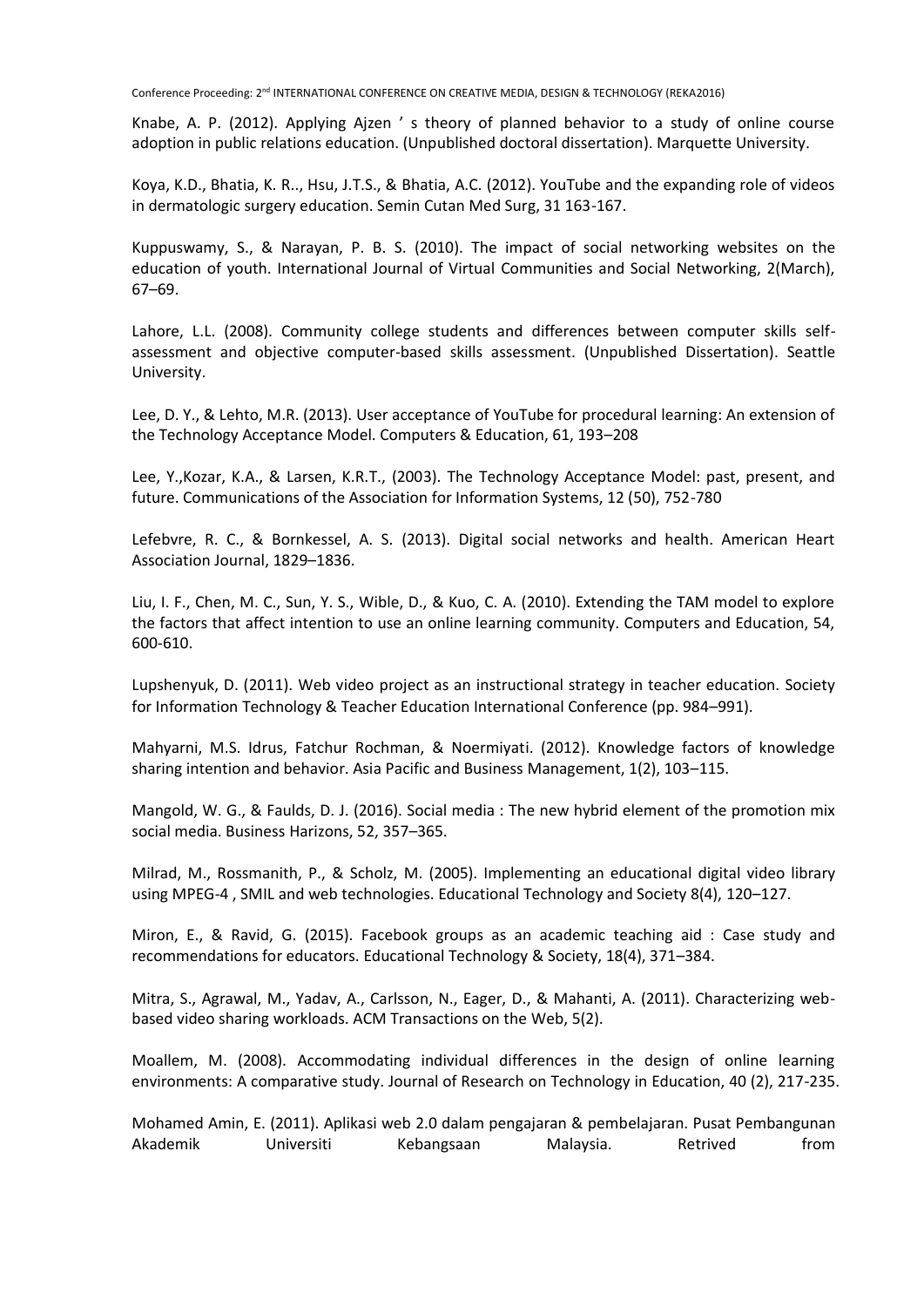Knabe, A. P. (2012). Applying Ajzen ' s theory of planned behavior to a study of online course adoption in public relations education. (Unpublished doctoral dissertation). Marquette University.

Koya, K.D., Bhatia, K. R.., Hsu, J.T.S., & Bhatia, A.C. (2012). YouTube and the expanding role of videos in dermatologic surgery education. Semin Cutan Med Surg, 31 163-167.

Kuppuswamy, S., & Narayan, P. B. S. (2010). The impact of social networking websites on the education of youth. International Journal of Virtual Communities and Social Networking, 2(March), 67–69.

Lahore, L.L. (2008). Community college students and differences between computer skills self-assessment and objective computer-based skills assessment. (Unpublished Dissertation). Seattle University.

Lee, D. Y., & Lehto, M.R. (2013). User acceptance of YouTube for procedural learning: An extension of the Technology Acceptance Model. Computers & Education, 61, 193–208

Lee, Y.,Kozar, K.A., & Larsen, K.R.T., (2003). The Technology Acceptance Model: past, present, and future. Communications of the Association for Information Systems, 12 (50), 752-780

Lefebvre, R. C., & Bornkessel, A. S. (2013). Digital social networks and health. American Heart Association Journal, 1829–1836.

Liu, I. F., Chen, M. C., Sun, Y. S., Wible, D., & Kuo, C. A. (2010). Extending the TAM model to explore the factors that affect intention to use an online learning community. Computers and Education, 54, 600-610.

Lupshenyuk, D. (2011). Web video project as an instructional strategy in teacher education. Society for Information Technology & Teacher Education International Conference (pp. 984–991).

Mahyarni, M.S. Idrus, Fatchur Rochman, & Noermiyati. (2012). Knowledge factors of knowledge sharing intention and behavior. Asia Pacific and Business Management, 1(2), 103–115.

Mangold, W. G., & Faulds, D. J. (2016). Social media : The new hybrid element of the promotion mix social media. Business Harizons, 52, 357–365.

Milrad, M., Rossmanith, P., & Scholz, M. (2005). Implementing an educational digital video library using MPEG-4 , SMIL and web technologies. Educational Technology and Society 8(4), 120–127.

Miron, E., & Ravid, G. (2015). Facebook groups as an academic teaching aid : Case study and recommendations for educators. Educational Technology & Society, 18(4), 371–384.

Mitra, S., Agrawal, M., Yadav, A., Carlsson, N., Eager, D., & Mahanti, A. (2011). Characterizing web-based video sharing workloads. ACM Transactions on the Web, 5(2).

Moallem, M. (2008). Accommodating individual differences in the design of online learning environments: A comparative study. Journal of Research on Technology in Education, 40 (2), 217-235.

Mohamed Amin, E. (2011). Aplikasi web 2.0 dalam pengajaran & pembelajaran. Pusat Pembangunan Akademik Universiti Kebangsaan Malaysia. Retrived from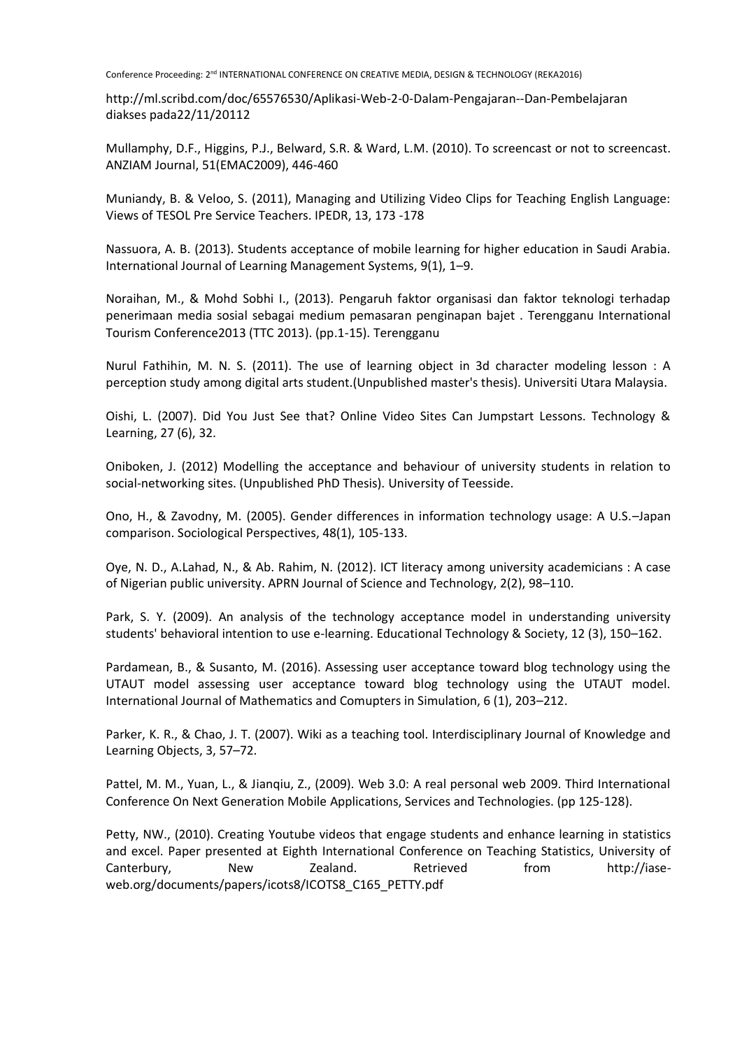http://ml.scribd.com/doc/65576530/Aplikasi-Web-2-0-Dalam-Pengajaran--Dan-Pembelajaran diakses pada22/11/20112

Mullamphy, D.F., Higgins, P.J., Belward, S.R. & Ward, L.M. (2010). To screencast or not to screencast. ANZIAM Journal, 51(EMAC2009), 446-460

Muniandy, B. & Veloo, S. (2011), Managing and Utilizing Video Clips for Teaching English Language: Views of TESOL Pre Service Teachers. IPEDR, 13, 173 -178

Nassuora, A. B. (2013). Students acceptance of mobile learning for higher education in Saudi Arabia. International Journal of Learning Management Systems, 9(1), 1–9.

Noraihan, M., & Mohd Sobhi I., (2013). Pengaruh faktor organisasi dan faktor teknologi terhadap penerimaan media sosial sebagai medium pemasaran penginapan bajet . Terengganu International Tourism Conference2013 (TTC 2013). (pp.1-15). Terengganu

Nurul Fathihin, M. N. S. (2011). The use of learning object in 3d character modeling lesson : A perception study among digital arts student.(Unpublished master's thesis). Universiti Utara Malaysia.

Oishi, L. (2007). Did You Just See that? Online Video Sites Can Jumpstart Lessons. Technology & Learning, 27 (6), 32.

Oniboken, J. (2012) Modelling the acceptance and behaviour of university students in relation to social-networking sites. (Unpublished PhD Thesis). University of Teesside.

Ono, H., & Zavodny, M. (2005). Gender differences in information technology usage: A U.S.–Japan comparison. Sociological Perspectives, 48(1), 105-133.

Oye, N. D., A.Lahad, N., & Ab. Rahim, N. (2012). ICT literacy among university academicians : A case of Nigerian public university. APRN Journal of Science and Technology, 2(2), 98–110.

Park, S. Y. (2009). An analysis of the technology acceptance model in understanding university students' behavioral intention to use e-learning. Educational Technology & Society, 12 (3), 150–162.

Pardamean, B., & Susanto, M. (2016). Assessing user acceptance toward blog technology using the UTAUT model assessing user acceptance toward blog technology using the UTAUT model. International Journal of Mathematics and Comupters in Simulation, 6 (1), 203–212.

Parker, K. R., & Chao, J. T. (2007). Wiki as a teaching tool. Interdisciplinary Journal of Knowledge and Learning Objects, 3, 57–72.

Pattel, M. M., Yuan, L., & Jianqiu, Z., (2009). Web 3.0: A real personal web 2009. Third International Conference On Next Generation Mobile Applications, Services and Technologies. (pp 125-128).

Petty, NW., (2010). Creating Youtube videos that engage students and enhance learning in statistics and excel. Paper presented at Eighth International Conference on Teaching Statistics, University of Canterbury, New Zealand. Retrieved from http://iase-web.org/documents/papers/icots8/ICOTS8_C165_PETTY.pdf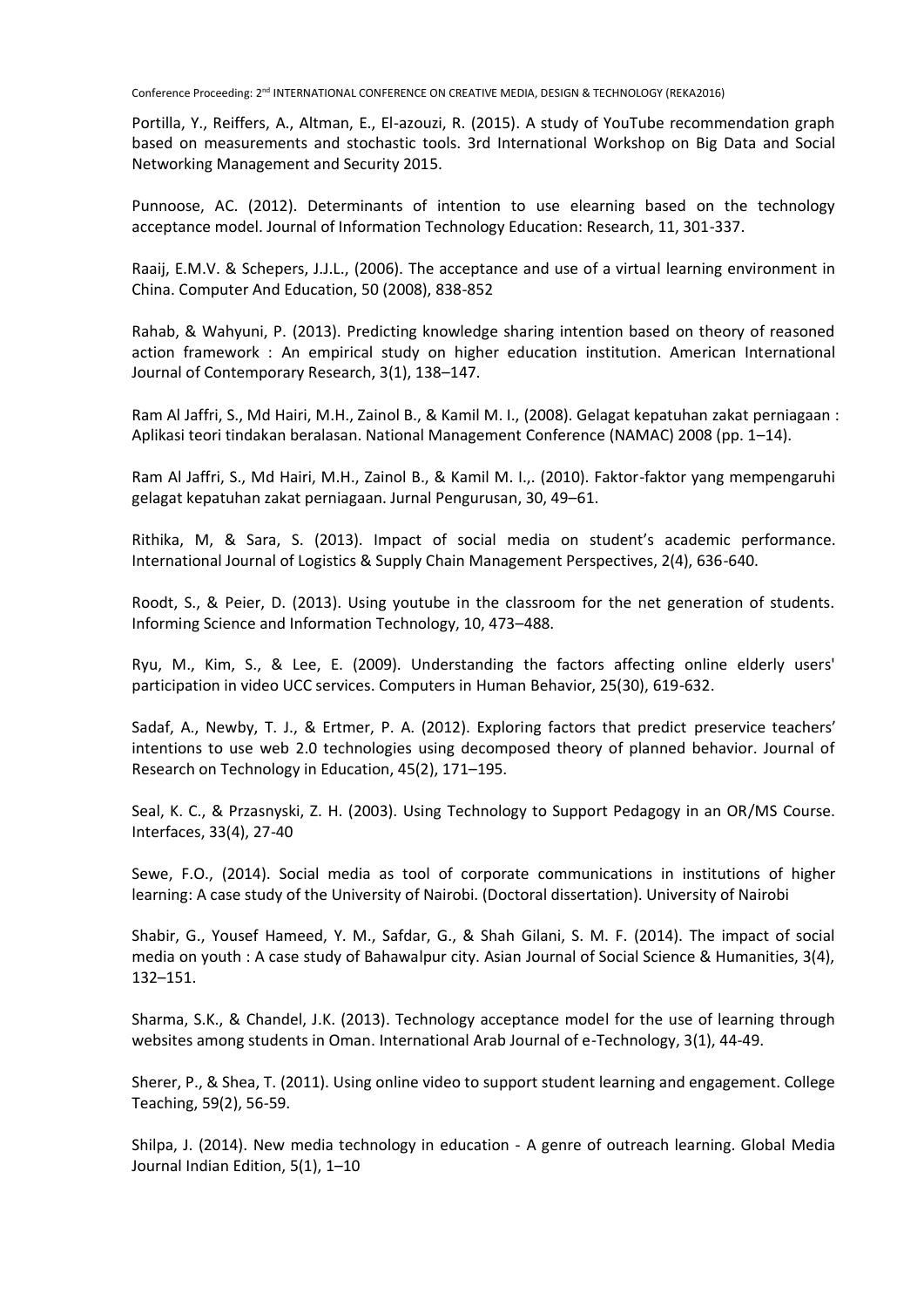Portilla, Y., Reiffers, A., Altman, E., El-azouzi, R. (2015). A study of YouTube recommendation graph based on measurements and stochastic tools. 3rd International Workshop on Big Data and Social Networking Management and Security 2015.

Punnoose, AC. (2012). Determinants of intention to use elearning based on the technology acceptance model. Journal of Information Technology Education: Research, 11, 301-337.

Raaij, E.M.V. & Schepers, J.J.L., (2006). The acceptance and use of a virtual learning environment in China. Computer And Education, 50 (2008), 838-852

Rahab, & Wahyuni, P. (2013). Predicting knowledge sharing intention based on theory of reasoned action framework : An empirical study on higher education institution. American International Journal of Contemporary Research, 3(1), 138–147.

Ram Al Jaffri, S., Md Hairi, M.H., Zainol B., & Kamil M. I., (2008). Gelagat kepatuhan zakat perniagaan : Aplikasi teori tindakan beralasan. National Management Conference (NAMAC) 2008 (pp. 1–14).

Ram Al Jaffri, S., Md Hairi, M.H., Zainol B., & Kamil M. I.,. (2010). Faktor-faktor yang mempengaruhi gelagat kepatuhan zakat perniagaan. Jurnal Pengurusan, 30, 49–61.

Rithika, M, & Sara, S. (2013). Impact of social media on student's academic performance. International Journal of Logistics & Supply Chain Management Perspectives, 2(4), 636-640.

Roodt, S., & Peier, D. (2013). Using youtube in the classroom for the net generation of students. Informing Science and Information Technology, 10, 473–488.

Ryu, M., Kim, S., & Lee, E. (2009). Understanding the factors affecting online elderly users' participation in video UCC services. Computers in Human Behavior, 25(30), 619-632.

Sadaf, A., Newby, T. J., & Ertmer, P. A. (2012). Exploring factors that predict preservice teachers' intentions to use web 2.0 technologies using decomposed theory of planned behavior. Journal of Research on Technology in Education, 45(2), 171–195.

Seal, K. C., & Przasnyski, Z. H. (2003). Using Technology to Support Pedagogy in an OR/MS Course. Interfaces, 33(4), 27-40

Sewe, F.O., (2014). Social media as tool of corporate communications in institutions of higher learning: A case study of the University of Nairobi. (Doctoral dissertation). University of Nairobi

Shabir, G., Yousef Hameed, Y. M., Safdar, G., & Shah Gilani, S. M. F. (2014). The impact of social media on youth : A case study of Bahawalpur city. Asian Journal of Social Science & Humanities, 3(4), 132–151.

Sharma, S.K., & Chandel, J.K. (2013). Technology acceptance model for the use of learning through websites among students in Oman. International Arab Journal of e-Technology, 3(1), 44-49.

Sherer, P., & Shea, T. (2011). Using online video to support student learning and engagement. College Teaching, 59(2), 56-59.

Shilpa, J. (2014). New media technology in education - A genre of outreach learning. Global Media Journal Indian Edition, 5(1), 1–10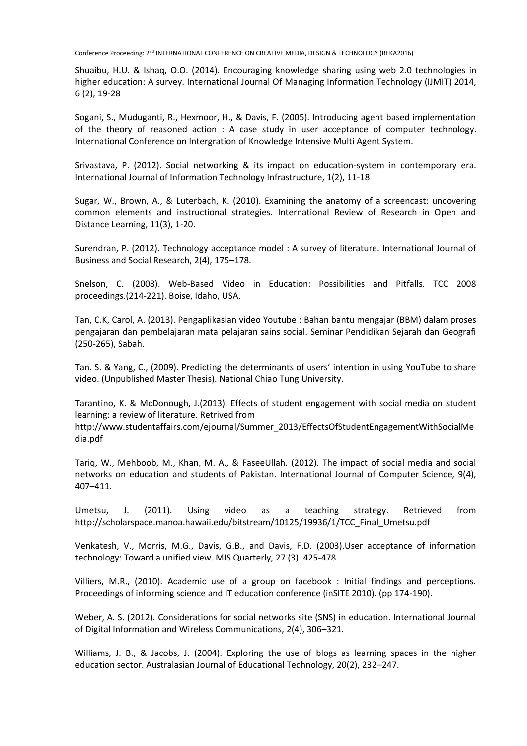Shuaibu, H.U. & Ishaq, O.O. (2014). Encouraging knowledge sharing using web 2.0 technologies in higher education: A survey. International Journal Of Managing Information Technology (IJMIT) 2014, 6 (2), 19-28

Sogani, S., Muduganti, R., Hexmoor, H., & Davis, F. (2005). Introducing agent based implementation of the theory of reasoned action : A case study in user acceptance of computer technology. International Conference on Intergration of Knowledge Intensive Multi Agent System.

Srivastava, P. (2012). Social networking & its impact on education-system in contemporary era. International Journal of Information Technology Infrastructure, 1(2), 11-18

Sugar, W., Brown, A., & Luterbach, K. (2010). Examining the anatomy of a screencast: uncovering common elements and instructional strategies. International Review of Research in Open and Distance Learning, 11(3), 1-20.

Surendran, P. (2012). Technology acceptance model : A survey of literature. International Journal of Business and Social Research, 2(4), 175–178.

Snelson, C. (2008). Web-Based Video in Education: Possibilities and Pitfalls. TCC 2008 proceedings.(214-221). Boise, Idaho, USA.

Tan, C.K, Carol, A. (2013). Pengaplikasian video Youtube : Bahan bantu mengajar (BBM) dalam proses pengajaran dan pembelajaran mata pelajaran sains social. Seminar Pendidikan Sejarah dan Geografi (250-265), Sabah.

Tan. S. & Yang, C., (2009). Predicting the determinants of users' intention in using YouTube to share video. (Unpublished Master Thesis). National Chiao Tung University.

Tarantino, K. & McDonough, J.(2013). Effects of student engagement with social media on student learning: a review of literature. Retrived from http://www.studentaffairs.com/ejournal/Summer_2013/EffectsOfStudentEngagementWithSocialMedia.pdf

Tariq, W., Mehboob, M., Khan, M. A., & FaseeUllah. (2012). The impact of social media and social networks on education and students of Pakistan. International Journal of Computer Science, 9(4), 407–411.

Umetsu, J. (2011). Using video as a teaching strategy. Retrieved from http://scholarspace.manoa.hawaii.edu/bitstream/10125/19936/1/TCC_Final_Umetsu.pdf

Venkatesh, V., Morris, M.G., Davis, G.B., and Davis, F.D. (2003).User acceptance of information technology: Toward a unified view. MIS Quarterly, 27 (3). 425-478.

Villiers, M.R., (2010). Academic use of a group on facebook : Initial findings and perceptions. Proceedings of informing science and IT education conference (inSITE 2010). (pp 174-190).

Weber, A. S. (2012). Considerations for social networks site (SNS) in education. International Journal of Digital Information and Wireless Communications, 2(4), 306–321.

Williams, J. B., & Jacobs, J. (2004). Exploring the use of blogs as learning spaces in the higher education sector. Australasian Journal of Educational Technology, 20(2), 232–247.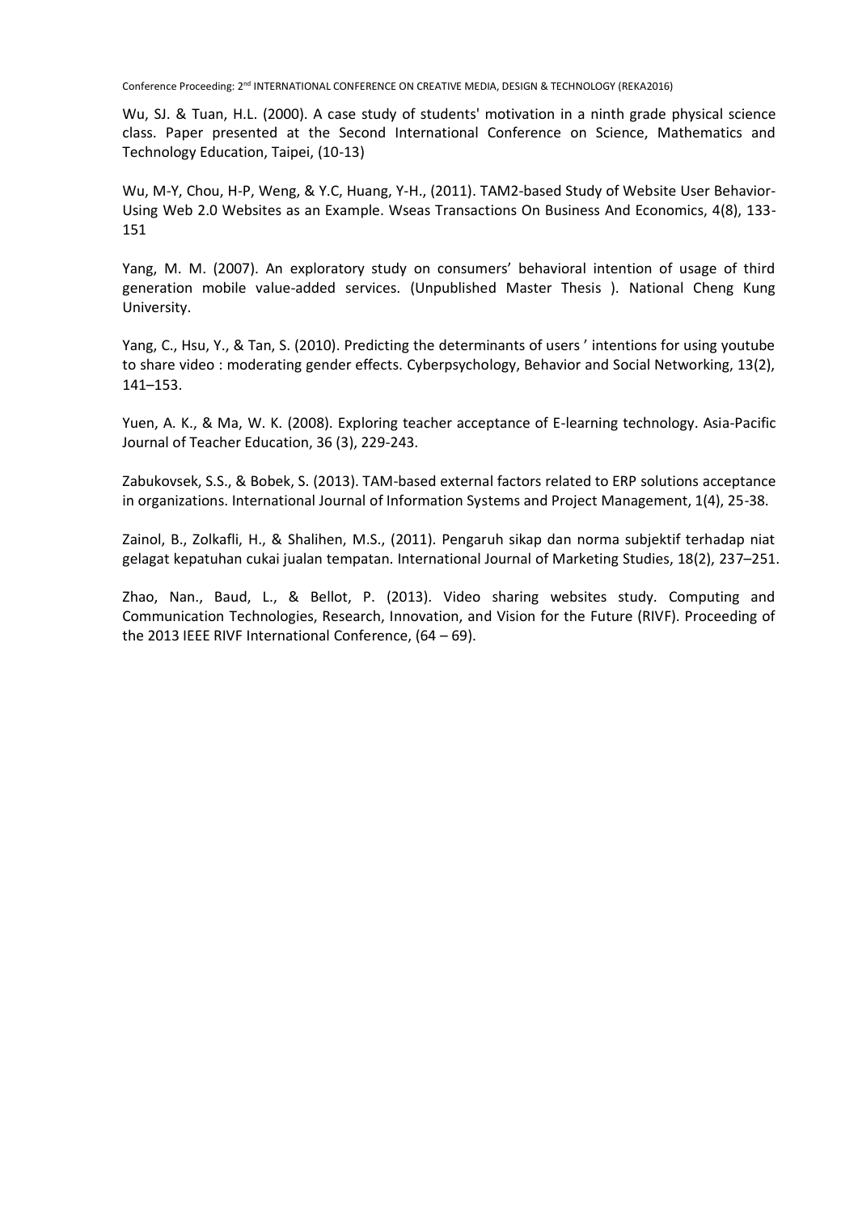Wu, SJ. & Tuan, H.L. (2000). A case study of students' motivation in a ninth grade physical science class. Paper presented at the Second International Conference on Science, Mathematics and Technology Education, Taipei, (10-13)

Wu, M-Y, Chou, H-P, Weng, & Y.C, Huang, Y-H., (2011). TAM2-based Study of Website User Behavior-Using Web 2.0 Websites as an Example. Wseas Transactions On Business And Economics, 4(8), 133-151

Yang, M. M. (2007). An exploratory study on consumers' behavioral intention of usage of third generation mobile value-added services. (Unpublished Master Thesis ). National Cheng Kung University.

Yang, C., Hsu, Y., & Tan, S. (2010). Predicting the determinants of users ' intentions for using youtube to share video : moderating gender effects. Cyberpsychology, Behavior and Social Networking, 13(2), 141–153.

Yuen, A. K., & Ma, W. K. (2008). Exploring teacher acceptance of E-learning technology. Asia-Pacific Journal of Teacher Education, 36 (3), 229-243.

Zabukovsek, S.S., & Bobek, S. (2013). TAM-based external factors related to ERP solutions acceptance in organizations. International Journal of Information Systems and Project Management, 1(4), 25-38.

Zainol, B., Zolkafli, H., & Shalihen, M.S., (2011). Pengaruh sikap dan norma subjektif terhadap niat gelagat kepatuhan cukai jualan tempatan. International Journal of Marketing Studies, 18(2), 237–251.

Zhao, Nan., Baud, L., & Bellot, P. (2013). Video sharing websites study. Computing and Communication Technologies, Research, Innovation, and Vision for the Future (RIVF). Proceeding of the 2013 IEEE RIVF International Conference, (64 – 69).